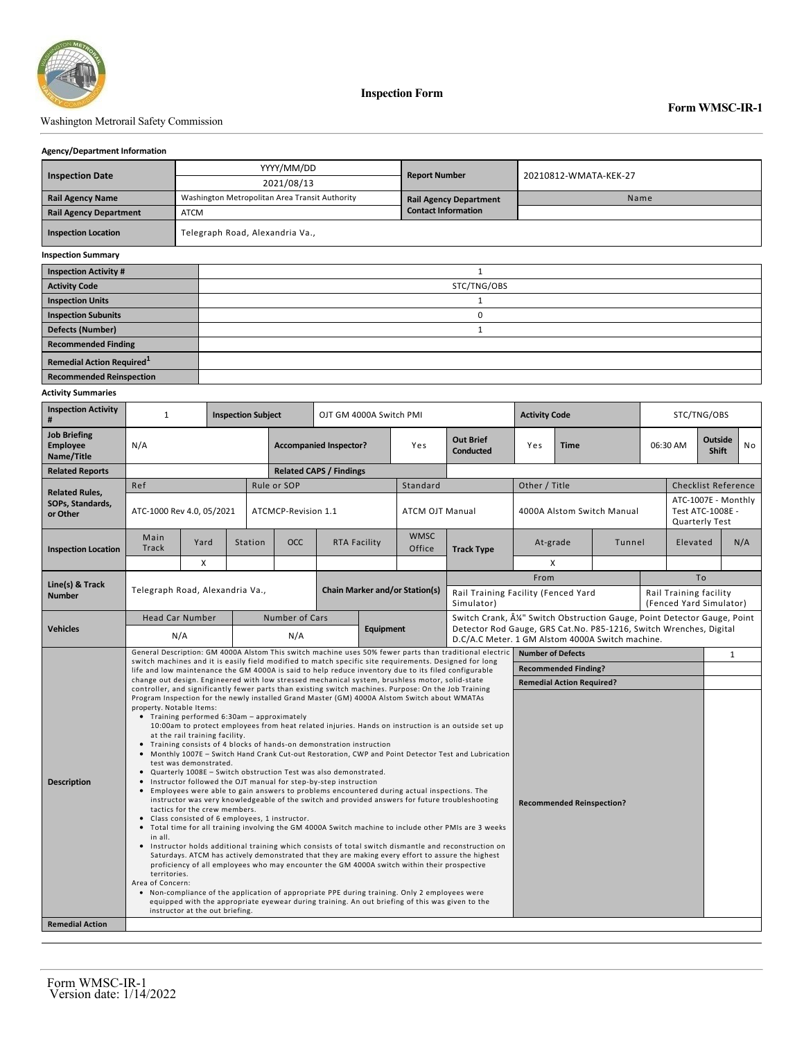Washington Metrorail Safety Commission

**Inspection Form**

**Form WMSC-IR-1**

**Agency/Department Information**

| | | | |
|---|---|---|---|
| **Inspection Date** | YYYY/MM/DD<br>2021/08/13 | **Report Number** | 20210812-WMATA-KEK-27 |
| **Rail Agency Name** | Washington Metropolitan Area Transit Authority | **Rail Agency Department Contact Information** | Name |
| **Rail Agency Department** | ATCM | | |
| **Inspection Location** | Telegraph Road, Alexandria Va., | | |

**Inspection Summary**

| | |
|---|---|
| **Inspection Activity #** | 1 |
| **Activity Code** | STC/TNG/OBS |
| **Inspection Units** | 1 |
| **Inspection Subunits** | 0 |
| **Defects (Number)** | 1 |
| **Recommended Finding** | |
| **Remedial Action Required**[1] | |
| **Recommended Reinspection** | |

**Activity Summaries**

| | | | | | | | |
|---|---|---|---|---|---|---|---|
| **Inspection Activity #** | 1 | **Inspection Subject** | OJT GM 4000A Switch PMI | **Activity Code** | STC/TNG/OBS | | |
| **Job Briefing Employee Name/Title** | N/A | **Accompanied Inspector?** | Yes | **Out Brief Conducted** | Yes | **Time** | 06:30 AM |
| **Outside Shift** | No | | | | | | |
| **Related Reports** | | **Related CAPS / Findings** | | | | | |

| **Related Rules, SOPs, Standards, or Other** | Ref | Rule or SOP | Standard | Other / Title | Checklist Reference |
|---|---|---|---|---|---|
| | ATC-1000 Rev 4.0, 05/2021 | ATCMCP-Revision 1.1 | ATCM OJT Manual | 4000A Alstom Switch Manual | ATC-1007E - Monthly Test ATC-1008E - Quarterly Test |

| **Inspection Location** | Main Track | Yard | Station | OCC | RTA Facility | WMSC Office | **Track Type** | At-grade | Tunnel | Elevated | N/A |
|---|---|---|---|---|---|---|---|---|---|---|---|
| | | X | | | | | | X | | | |

| | | | | |
|---|---|---|---|---|
| **Line(s) & Track Number** | Telegraph Road, Alexandria Va., | **Chain Marker and/or Station(s)** | From: Rail Training Facility (Fenced Yard Simulator) | To: Rail Training facility (Fenced Yard Simulator) |

| **Vehicles** | Head Car Number | Number of Cars | **Equipment** | Switch Crank, Â¼" Switch Obstruction Gauge, Point Detector Gauge, Point Detector Rod Gauge, GRS Cat.No. P85-1216, Switch Wrenches, Digital D.C/A.C Meter. 1 GM Alstom 4000A Switch machine. |
|---|---|---|---|---|
| | N/A | N/A | | |

**Description**

General Description: GM 4000A Alstom This switch machine uses 50% fewer parts than traditional electric switch machines and it is easily field modified to match specific site requirements. Designed for long life and low maintenance the GM 4000A is said to help reduce inventory due to its filed configurable change out design. Engineered with low stressed mechanical system, brushless motor, solid-state controller, and significantly fewer parts than existing switch machines. Purpose: On the Job Training Program Inspection for the newly installed Grand Master (GM) 4000A Alstom Switch about WMATAs property. Notable Items:

- Training performed 6:30am – approximately 10:00am to protect employees from heat related injuries. Hands on instruction is an outside set up at the rail training facility.
- Training consists of 4 blocks of hands-on demonstration instruction
- Monthly 1007E – Switch Hand Crank Cut-out Restoration, CWP and Point Detector Test and Lubrication test was demonstrated.
- Quarterly 1008E – Switch obstruction Test was also demonstrated.
- Instructor followed the OJT manual for step-by-step instruction
- Employees were able to gain answers to problems encountered during actual inspections. The instructor was very knowledgeable of the switch and provided answers for future troubleshooting tactics for the crew members.
- Class consisted of 6 employees, 1 instructor.
- Total time for all training involving the GM 4000A Switch machine to include other PMIs are 3 weeks in all.
- Instructor holds additional training which consists of total switch dismantle and reconstruction on Saturdays. ATCM has actively demonstrated that they are making every effort to assure the highest proficiency of all employees who may encounter the GM 4000A switch within their prospective territories.

Area of Concern:

- Non-compliance of the application of appropriate PPE during training. Only 2 employees were equipped with the appropriate eyewear during training. An out briefing of this was given to the instructor at the out briefing.

| | |
|---|---|
| **Number of Defects** | 1 |
| **Recommended Finding?** | |
| **Remedial Action Required?** | |
| **Recommended Reinspection?** | |

**Remedial Action**

Form WMSC-IR-1
Version date: 1/14/2022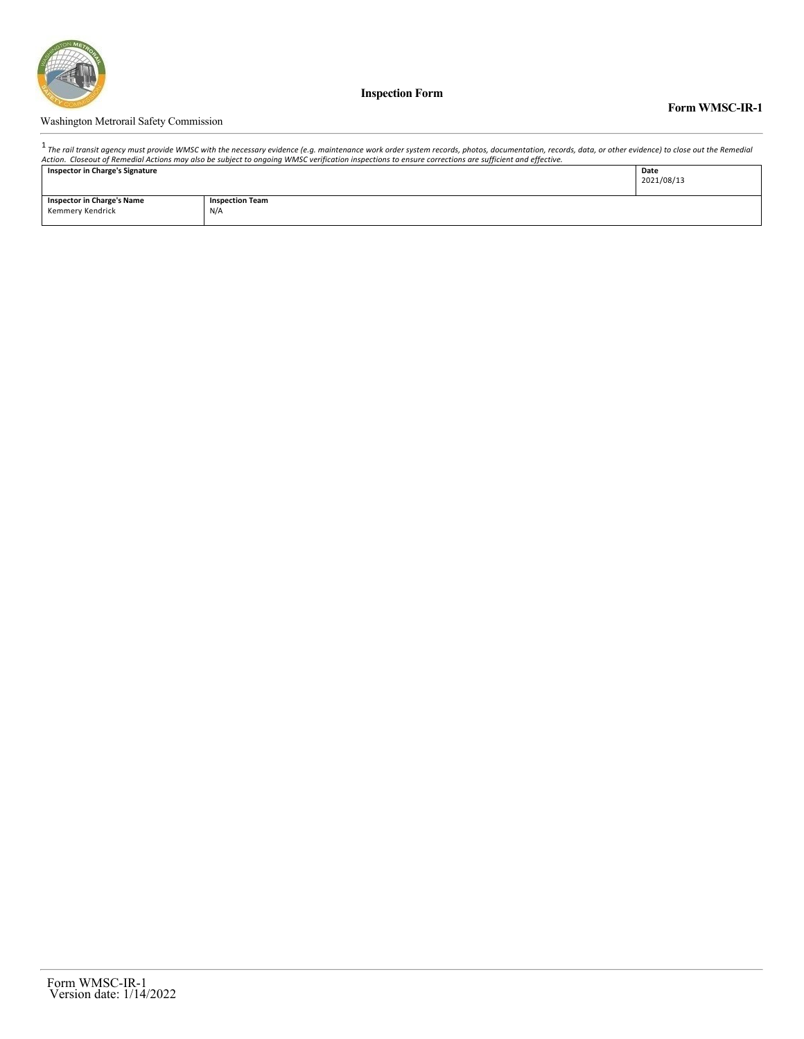Washington Metrorail Safety Commission

**Inspection Form**

**Form WMSC-IR-1**

[1] *The rail transit agency must provide WMSC with the necessary evidence (e.g. maintenance work order system records, photos, documentation, records, data, or other evidence) to close out the Remedial Action. Closeout of Remedial Actions may also be subject to ongoing WMSC verification inspections to ensure corrections are sufficient and effective.*

| Inspector in Charge's Signature | | Date |
|---|---|---|
| | | 2021/08/13 |
| **Inspector in Charge's Name** | **Inspection Team** | |
| Kemmery Kendrick | N/A | |

Form WMSC-IR-1
Version date: 1/14/2022